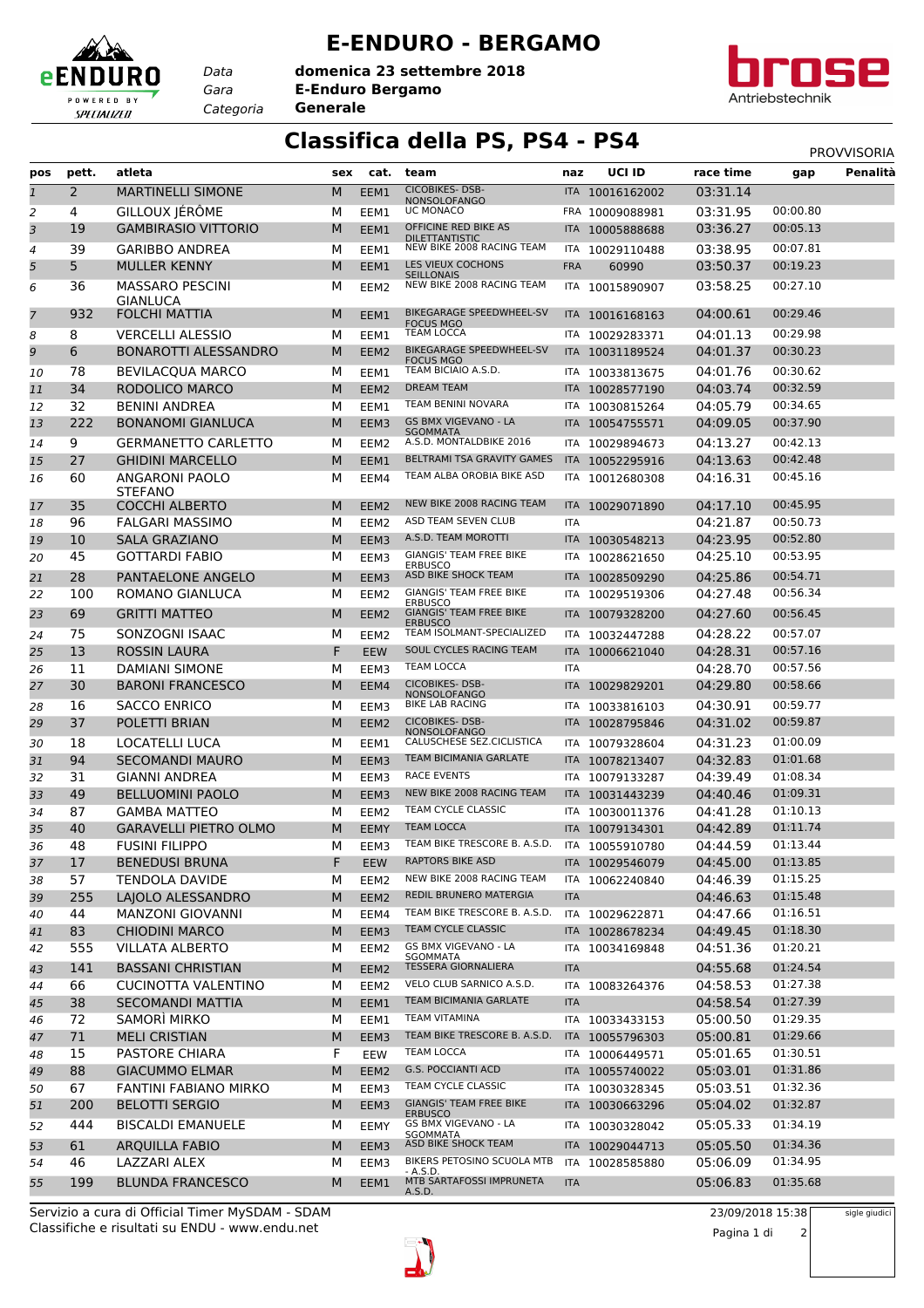# E-ENDURO - BERGAMO

Data **domenica 23 settembre 2018**
Gara **E-Enduro Bergamo**
Categoria **Generale**

## Classifica della PS, PS4 - PS4

PROVVISORIA

| pos | pett. | atleta | sex | cat. | team | naz | UCI ID | race time | gap | Penalità |
|---|---|---|---|---|---|---|---|---|---|---|
| 1 | 2 | MARTINELLI SIMONE | M | EEM1 | CICOBIKES- DSB-NONSOLOFANGO | ITA | 10016162002 | 03:31.14 | | |
| 2 | 4 | GILLOUX JÉRÔME | M | EEM1 | UC MONACO | FRA | 10009088981 | 03:31.95 | 00:00.80 | |
| 3 | 19 | GAMBIRASIO VITTORIO | M | EEM1 | OFFICINE RED BIKE AS DILETTANTISTIC | ITA | 10005888688 | 03:36.27 | 00:05.13 | |
| 4 | 39 | GARIBBO ANDREA | M | EEM1 | NEW BIKE 2008 RACING TEAM | ITA | 10029110488 | 03:38.95 | 00:07.81 | |
| 5 | 5 | MULLER KENNY | M | EEM1 | LES VIEUX COCHONS SEILLONAIS | FRA | 60990 | 03:50.37 | 00:19.23 | |
| 6 | 36 | MASSARO PESCINI GIANLUCA | M | EEM2 | NEW BIKE 2008 RACING TEAM | ITA | 10015890907 | 03:58.25 | 00:27.10 | |
| 7 | 932 | FOLCHI MATTIA | M | EEM1 | BIKEGARAGE SPEEDWHEEL-SV FOCUS MGO | ITA | 10016168163 | 04:00.61 | 00:29.46 | |
| 8 | 8 | VERCELLI ALESSIO | M | EEM1 | TEAM LOCCA | ITA | 10029283371 | 04:01.13 | 00:29.98 | |
| 9 | 6 | BONAROTTI ALESSANDRO | M | EEM2 | BIKEGARAGE SPEEDWHEEL-SV FOCUS MGO | ITA | 10031189524 | 04:01.37 | 00:30.23 | |
| 10 | 78 | BEVILACQUA MARCO | M | EEM1 | TEAM BICIAIO A.S.D. | ITA | 10033813675 | 04:01.76 | 00:30.62 | |
| 11 | 34 | RODOLICO MARCO | M | EEM2 | DREAM TEAM | ITA | 10028577190 | 04:03.74 | 00:32.59 | |
| 12 | 32 | BENINI ANDREA | M | EEM1 | TEAM BENINI NOVARA | ITA | 10030815264 | 04:05.79 | 00:34.65 | |
| 13 | 222 | BONANOMI GIANLUCA | M | EEM3 | GS BMX VIGEVANO - LA SGOMMATA | ITA | 10054755571 | 04:09.05 | 00:37.90 | |
| 14 | 9 | GERMANETTO CARLETTO | M | EEM2 | A.S.D. MONTALDBIKE 2016 | ITA | 10029894673 | 04:13.27 | 00:42.13 | |
| 15 | 27 | GHIDINI MARCELLO | M | EEM1 | BELTRAMI TSA GRAVITY GAMES | ITA | 10052295916 | 04:13.63 | 00:42.48 | |
| 16 | 60 | ANGARONI PAOLO STEFANO | M | EEM4 | TEAM ALBA OROBIA BIKE ASD | ITA | 10012680308 | 04:16.31 | 00:45.16 | |
| 17 | 35 | COCCHI ALBERTO | M | EEM2 | NEW BIKE 2008 RACING TEAM | ITA | 10029071890 | 04:17.10 | 00:45.95 | |
| 18 | 96 | FALGARI MASSIMO | M | EEM2 | ASD TEAM SEVEN CLUB | ITA | | 04:21.87 | 00:50.73 | |
| 19 | 10 | SALA GRAZIANO | M | EEM3 | A.S.D. TEAM MOROTTI | ITA | 10030548213 | 04:23.95 | 00:52.80 | |
| 20 | 45 | GOTTARDI FABIO | M | EEM3 | GIANGIS' TEAM FREE BIKE ERBUSCO | ITA | 10028621650 | 04:25.10 | 00:53.95 | |
| 21 | 28 | PANTAELONE ANGELO | M | EEM3 | ASD BIKE SHOCK TEAM | ITA | 10028509290 | 04:25.86 | 00:54.71 | |
| 22 | 100 | ROMANO GIANLUCA | M | EEM2 | GIANGIS' TEAM FREE BIKE ERBUSCO | ITA | 10029519306 | 04:27.48 | 00:56.34 | |
| 23 | 69 | GRITTI MATTEO | M | EEM2 | GIANGIS' TEAM FREE BIKE ERBUSCO | ITA | 10079328200 | 04:27.60 | 00:56.45 | |
| 24 | 75 | SONZOGNI ISAAC | M | EEM2 | TEAM ISOLMANT-SPECIALIZED | ITA | 10032447288 | 04:28.22 | 00:57.07 | |
| 25 | 13 | ROSSIN LAURA | F | EEW | SOUL CYCLES RACING TEAM | ITA | 10006621040 | 04:28.31 | 00:57.16 | |
| 26 | 11 | DAMIANI SIMONE | M | EEM3 | TEAM LOCCA | ITA | | 04:28.70 | 00:57.56 | |
| 27 | 30 | BARONI FRANCESCO | M | EEM4 | CICOBIKES- DSB-NONSOLOFANGO | ITA | 10029829201 | 04:29.80 | 00:58.66 | |
| 28 | 16 | SACCO ENRICO | M | EEM3 | BIKE LAB RACING | ITA | 10033816103 | 04:30.91 | 00:59.77 | |
| 29 | 37 | POLETTI BRIAN | M | EEM2 | CICOBIKES- DSB-NONSOLOFANGO | ITA | 10028795846 | 04:31.02 | 00:59.87 | |
| 30 | 18 | LOCATELLI LUCA | M | EEM1 | CALUSCHESE SEZ.CICLISTICA | ITA | 10079328604 | 04:31.23 | 01:00.09 | |
| 31 | 94 | SECOMANDI MAURO | M | EEM3 | TEAM BICIMANIA GARLATE | ITA | 10078213407 | 04:32.83 | 01:01.68 | |
| 32 | 31 | GIANNI ANDREA | M | EEM3 | RACE EVENTS | ITA | 10079133287 | 04:39.49 | 01:08.34 | |
| 33 | 49 | BELLUOMINI PAOLO | M | EEM3 | NEW BIKE 2008 RACING TEAM | ITA | 10031443239 | 04:40.46 | 01:09.31 | |
| 34 | 87 | GAMBA MATTEO | M | EEM2 | TEAM CYCLE CLASSIC | ITA | 10030011376 | 04:41.28 | 01:10.13 | |
| 35 | 40 | GARAVELLI PIETRO OLMO | M | EEMY | TEAM LOCCA | ITA | 10079134301 | 04:42.89 | 01:11.74 | |
| 36 | 48 | FUSINI FILIPPO | M | EEM3 | TEAM BIKE TRESCORE B. A.S.D. | ITA | 10055910780 | 04:44.59 | 01:13.44 | |
| 37 | 17 | BENEDUSI BRUNA | F | EEW | RAPTORS BIKE ASD | ITA | 10029546079 | 04:45.00 | 01:13.85 | |
| 38 | 57 | TENDOLA DAVIDE | M | EEM2 | NEW BIKE 2008 RACING TEAM | ITA | 10062240840 | 04:46.39 | 01:15.25 | |
| 39 | 255 | LAJOLO ALESSANDRO | M | EEM2 | REDIL BRUNERO MATERGIA | ITA | | 04:46.63 | 01:15.48 | |
| 40 | 44 | MANZONI GIOVANNI | M | EEM4 | TEAM BIKE TRESCORE B. A.S.D. | ITA | 10029622871 | 04:47.66 | 01:16.51 | |
| 41 | 83 | CHIODINI MARCO | M | EEM3 | TEAM CYCLE CLASSIC | ITA | 10028678234 | 04:49.45 | 01:18.30 | |
| 42 | 555 | VILLATA ALBERTO | M | EEM2 | GS BMX VIGEVANO - LA SGOMMATA | ITA | 10034169848 | 04:51.36 | 01:20.21 | |
| 43 | 141 | BASSANI CHRISTIAN | M | EEM2 | TESSERA GIORNALIERA | ITA | | 04:55.68 | 01:24.54 | |
| 44 | 66 | CUCINOTTA VALENTINO | M | EEM2 | VELO CLUB SARNICO A.S.D. | ITA | 10083264376 | 04:58.53 | 01:27.38 | |
| 45 | 38 | SECOMANDI MATTIA | M | EEM1 | TEAM BICIMANIA GARLATE | ITA | | 04:58.54 | 01:27.39 | |
| 46 | 72 | SAMORÌ MIRKO | M | EEM1 | TEAM VITAMINA | ITA | 10033433153 | 05:00.50 | 01:29.35 | |
| 47 | 71 | MELI CRISTIAN | M | EEM3 | TEAM BIKE TRESCORE B. A.S.D. | ITA | 10055796303 | 05:00.81 | 01:29.66 | |
| 48 | 15 | PASTORE CHIARA | F | EEW | TEAM LOCCA | ITA | 10006449571 | 05:01.65 | 01:30.51 | |
| 49 | 88 | GIACUMMO ELMAR | M | EEM2 | G.S. POCCIANTI ACD | ITA | 10055740022 | 05:03.01 | 01:31.86 | |
| 50 | 67 | FANTINI FABIANO MIRKO | M | EEM3 | TEAM CYCLE CLASSIC | ITA | 10030328345 | 05:03.51 | 01:32.36 | |
| 51 | 200 | BELOTTI SERGIO | M | EEM3 | GIANGIS' TEAM FREE BIKE ERBUSCO | ITA | 10030663296 | 05:04.02 | 01:32.87 | |
| 52 | 444 | BISCALDI EMANUELE | M | EEMY | GS BMX VIGEVANO - LA SGOMMATA | ITA | 10030328042 | 05:05.33 | 01:34.19 | |
| 53 | 61 | ARQUILLA FABIO | M | EEM3 | ASD BIKE SHOCK TEAM | ITA | 10029044713 | 05:05.50 | 01:34.36 | |
| 54 | 46 | LAZZARI ALEX | M | EEM3 | BIKERS PETOSINO SCUOLA MTB - A.S.D. | ITA | 10028585880 | 05:06.09 | 01:34.95 | |
| 55 | 199 | BLUNDA FRANCESCO | M | EEM1 | MTB SARTAFOSSI IMPRUNETA A.S.D. | ITA | | 05:06.83 | 01:35.68 | |

Servizio a cura di Official Timer MySDAM - SDAM
Classifiche e risultati su ENDU - www.endu.net

23/09/2018 15:38

sigle giudici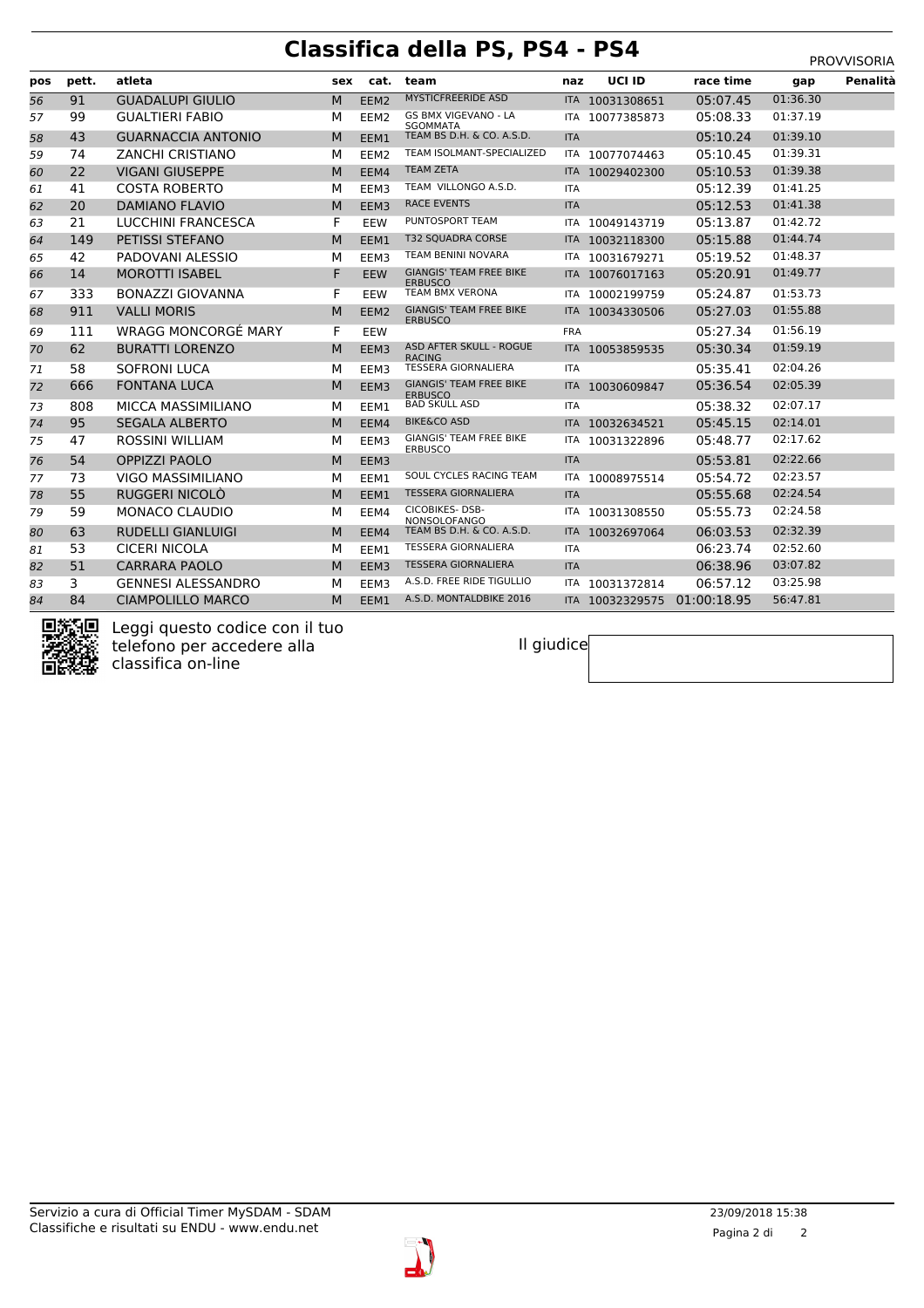# Classifica della PS, PS4 - PS4

PROVVISORIA

| pos | pett. | atleta | sex | cat. | team | naz | UCI ID | race time | gap | Penalità |
|---|---|---|---|---|---|---|---|---|---|---|
| 56 | 91 | GUADALUPI GIULIO | M | EEM2 | MYSTICFREERIDE ASD | ITA | 10031308651 | 05:07.45 | 01:36.30 | |
| 57 | 99 | GUALTIERI FABIO | M | EEM2 | GS BMX VIGEVANO - LA SGOMMATA | ITA | 10077385873 | 05:08.33 | 01:37.19 | |
| 58 | 43 | GUARNACCIA ANTONIO | M | EEM1 | TEAM BS D.H. & CO. A.S.D. | ITA | | 05:10.24 | 01:39.10 | |
| 59 | 74 | ZANCHI CRISTIANO | M | EEM2 | TEAM ISOLMANT-SPECIALIZED | ITA | 10077074463 | 05:10.45 | 01:39.31 | |
| 60 | 22 | VIGANI GIUSEPPE | M | EEM4 | TEAM ZETA | ITA | 10029402300 | 05:10.53 | 01:39.38 | |
| 61 | 41 | COSTA ROBERTO | M | EEM3 | TEAM VILLONGO A.S.D. | ITA | | 05:12.39 | 01:41.25 | |
| 62 | 20 | DAMIANO FLAVIO | M | EEM3 | RACE EVENTS | ITA | | 05:12.53 | 01:41.38 | |
| 63 | 21 | LUCCHINI FRANCESCA | F | EEW | PUNTOSPORT TEAM | ITA | 10049143719 | 05:13.87 | 01:42.72 | |
| 64 | 149 | PETISSI STEFANO | M | EEM1 | T32 SQUADRA CORSE | ITA | 10032118300 | 05:15.88 | 01:44.74 | |
| 65 | 42 | PADOVANI ALESSIO | M | EEM3 | TEAM BENINI NOVARA | ITA | 10031679271 | 05:19.52 | 01:48.37 | |
| 66 | 14 | MOROTTI ISABEL | F | EEW | GIANGIS' TEAM FREE BIKE ERBUSCO | ITA | 10076017163 | 05:20.91 | 01:49.77 | |
| 67 | 333 | BONAZZI GIOVANNA | F | EEW | TEAM BMX VERONA | ITA | 10002199759 | 05:24.87 | 01:53.73 | |
| 68 | 911 | VALLI MORIS | M | EEM2 | GIANGIS' TEAM FREE BIKE ERBUSCO | ITA | 10034330506 | 05:27.03 | 01:55.88 | |
| 69 | 111 | WRAGG MONCORGÉ MARY | F | EEW | | FRA | | 05:27.34 | 01:56.19 | |
| 70 | 62 | BURATTI LORENZO | M | EEM3 | ASD AFTER SKULL - ROGUE RACING | ITA | 10053859535 | 05:30.34 | 01:59.19 | |
| 71 | 58 | SOFRONI LUCA | M | EEM3 | TESSERA GIORNALIERA | ITA | | 05:35.41 | 02:04.26 | |
| 72 | 666 | FONTANA LUCA | M | EEM3 | GIANGIS' TEAM FREE BIKE ERBUSCO | ITA | 10030609847 | 05:36.54 | 02:05.39 | |
| 73 | 808 | MICCA MASSIMILIANO | M | EEM1 | BAD SKULL ASD | ITA | | 05:38.32 | 02:07.17 | |
| 74 | 95 | SEGALA ALBERTO | M | EEM4 | BIKE&CO ASD | ITA | 10032634521 | 05:45.15 | 02:14.01 | |
| 75 | 47 | ROSSINI WILLIAM | M | EEM3 | GIANGIS' TEAM FREE BIKE ERBUSCO | ITA | 10031322896 | 05:48.77 | 02:17.62 | |
| 76 | 54 | OPPIZZI PAOLO | M | EEM3 | | ITA | | 05:53.81 | 02:22.66 | |
| 77 | 73 | VIGO MASSIMILIANO | M | EEM1 | SOUL CYCLES RACING TEAM | ITA | 10008975514 | 05:54.72 | 02:23.57 | |
| 78 | 55 | RUGGERI NICOLÒ | M | EEM1 | TESSERA GIORNALIERA | ITA | | 05:55.68 | 02:24.54 | |
| 79 | 59 | MONACO CLAUDIO | M | EEM4 | CICOBIKES- DSB-NONSOLOFANGO | ITA | 10031308550 | 05:55.73 | 02:24.58 | |
| 80 | 63 | RUDELLI GIANLUIGI | M | EEM4 | TEAM BS D.H. & CO. A.S.D. | ITA | 10032697064 | 06:03.53 | 02:32.39 | |
| 81 | 53 | CICERI NICOLA | M | EEM1 | TESSERA GIORNALIERA | ITA | | 06:23.74 | 02:52.60 | |
| 82 | 51 | CARRARA PAOLO | M | EEM3 | TESSERA GIORNALIERA | ITA | | 06:38.96 | 03:07.82 | |
| 83 | 3 | GENNESI ALESSANDRO | M | EEM3 | A.S.D. FREE RIDE TIGULLIO | ITA | 10031372814 | 06:57.12 | 03:25.98 | |
| 84 | 84 | CIAMPOLILLO MARCO | M | EEM1 | A.S.D. MONTALDBIKE 2016 | ITA | 10032329575 | 01:00:18.95 | 56:47.81 | |

Leggi questo codice con il tuo telefono per accedere alla classifica on-line

Il giudice

Servizio a cura di Official Timer MySDAM - SDAM
Classifiche e risultati su ENDU - www.endu.net

23/09/2018 15:38